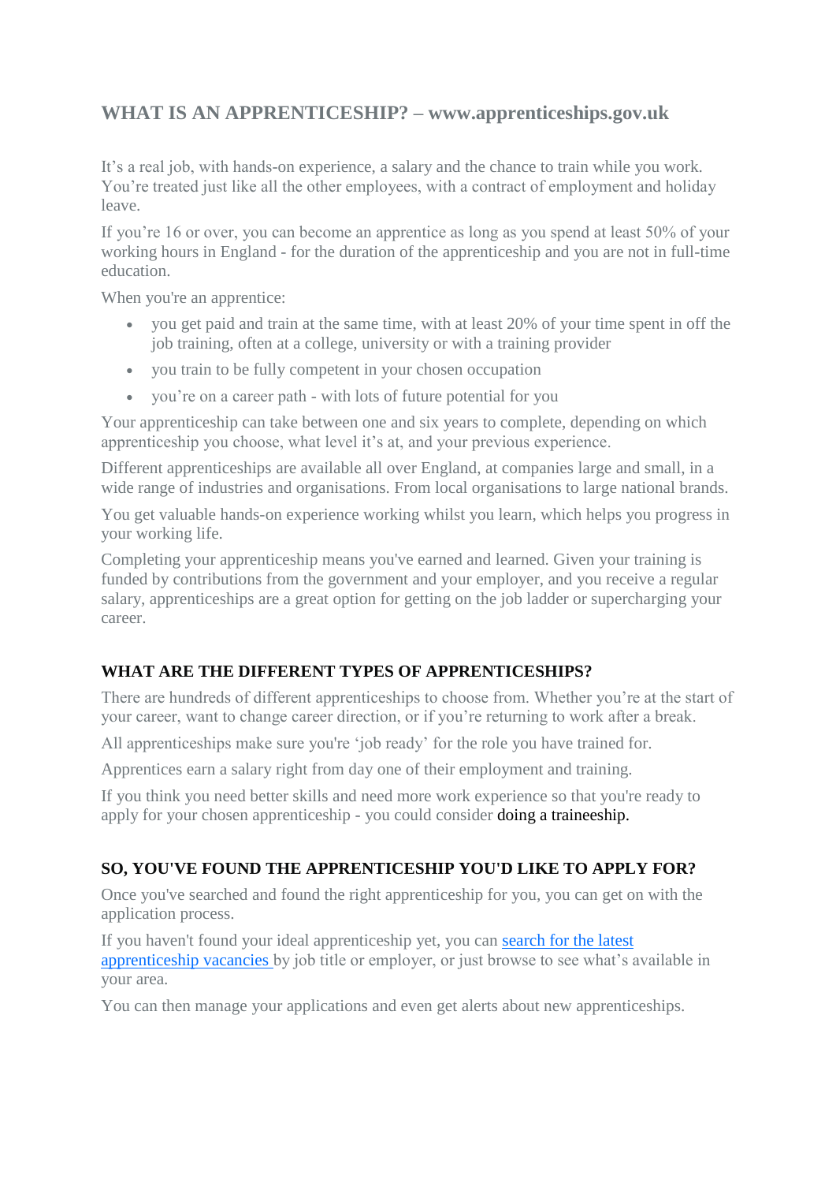## WHAT IS AN APPRENTICESHIP? – www.apprenticeships.gov.uk

It's a real job, with hands-on experience, a salary and the chance to train while you work. You're treated just like all the other employees, with a contract of employment and holiday leave.

If you're 16 or over, you can become an apprentice as long as you spend at least 50% of your working hours in England - for the duration of the apprenticeship and you are not in full-time education.

When you're an apprentice:

- you get paid and train at the same time, with at least 20% of your time spent in off the job training, often at a college, university or with a training provider
- you train to be fully competent in your chosen occupation
- you're on a career path - with lots of future potential for you

Your apprenticeship can take between one and six years to complete, depending on which apprenticeship you choose, what level it's at, and your previous experience.

Different apprenticeships are available all over England, at companies large and small, in a wide range of industries and organisations. From local organisations to large national brands.

You get valuable hands-on experience working whilst you learn, which helps you progress in your working life.

Completing your apprenticeship means you've earned and learned. Given your training is funded by contributions from the government and your employer, and you receive a regular salary, apprenticeships are a great option for getting on the job ladder or supercharging your career.

### WHAT ARE THE DIFFERENT TYPES OF APPRENTICESHIPS?

There are hundreds of different apprenticeships to choose from. Whether you're at the start of your career, want to change career direction, or if you're returning to work after a break.

All apprenticeships make sure you're 'job ready' for the role you have trained for.

Apprentices earn a salary right from day one of their employment and training.

If you think you need better skills and need more work experience so that you're ready to apply for your chosen apprenticeship - you could consider doing a traineeship.

### SO, YOU'VE FOUND THE APPRENTICESHIP YOU'D LIKE TO APPLY FOR?

Once you've searched and found the right apprenticeship for you, you can get on with the application process.

If you haven't found your ideal apprenticeship yet, you can search for the latest apprenticeship vacancies by job title or employer, or just browse to see what's available in your area.

You can then manage your applications and even get alerts about new apprenticeships.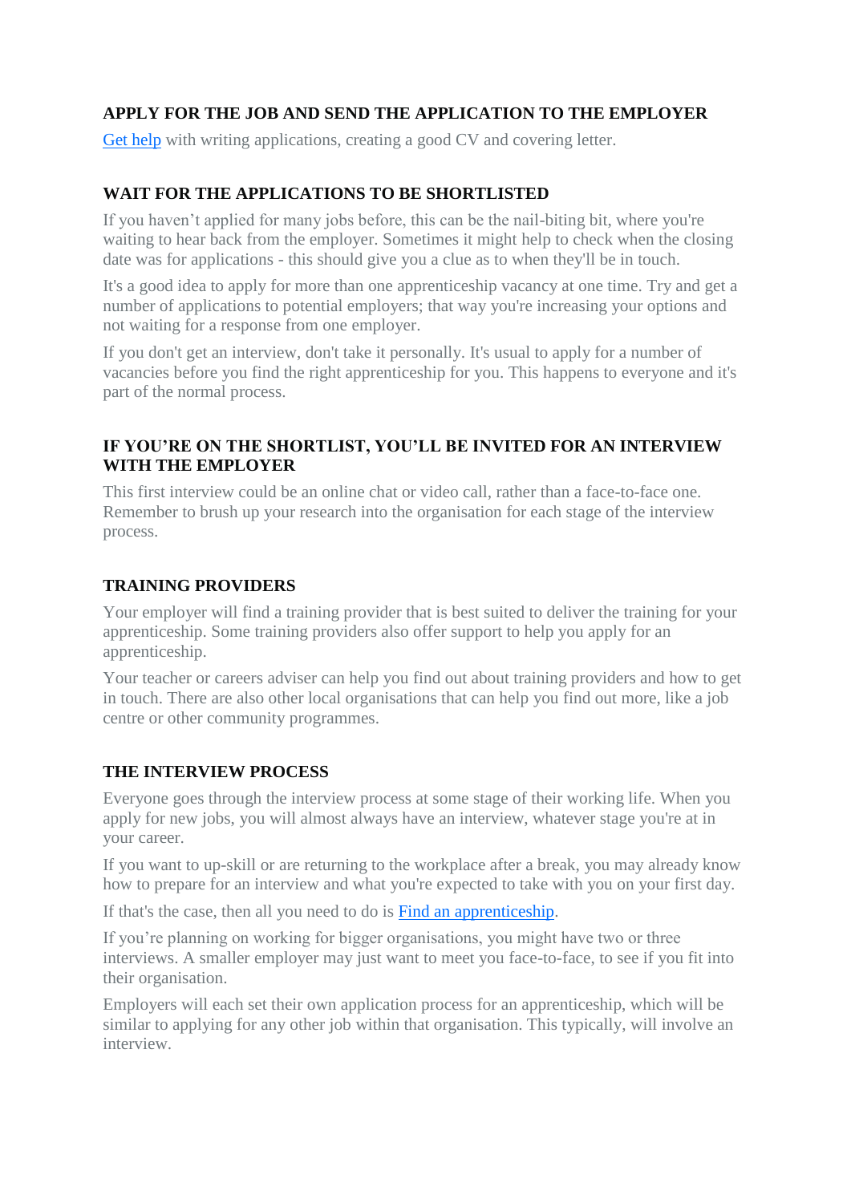## APPLY FOR THE JOB AND SEND THE APPLICATION TO THE EMPLOYER

Get help with writing applications, creating a good CV and covering letter.

## WAIT FOR THE APPLICATIONS TO BE SHORTLISTED

If you haven't applied for many jobs before, this can be the nail-biting bit, where you're waiting to hear back from the employer. Sometimes it might help to check when the closing date was for applications - this should give you a clue as to when they'll be in touch.

It's a good idea to apply for more than one apprenticeship vacancy at one time. Try and get a number of applications to potential employers; that way you're increasing your options and not waiting for a response from one employer.

If you don't get an interview, don't take it personally. It's usual to apply for a number of vacancies before you find the right apprenticeship for you. This happens to everyone and it's part of the normal process.

## IF YOU'RE ON THE SHORTLIST, YOU'LL BE INVITED FOR AN INTERVIEW WITH THE EMPLOYER

This first interview could be an online chat or video call, rather than a face-to-face one. Remember to brush up your research into the organisation for each stage of the interview process.

## TRAINING PROVIDERS

Your employer will find a training provider that is best suited to deliver the training for your apprenticeship. Some training providers also offer support to help you apply for an apprenticeship.

Your teacher or careers adviser can help you find out about training providers and how to get in touch. There are also other local organisations that can help you find out more, like a job centre or other community programmes.

## THE INTERVIEW PROCESS

Everyone goes through the interview process at some stage of their working life. When you apply for new jobs, you will almost always have an interview, whatever stage you're at in your career.

If you want to up-skill or are returning to the workplace after a break, you may already know how to prepare for an interview and what you're expected to take with you on your first day.

If that's the case, then all you need to do is Find an apprenticeship.

If you're planning on working for bigger organisations, you might have two or three interviews. A smaller employer may just want to meet you face-to-face, to see if you fit into their organisation.

Employers will each set their own application process for an apprenticeship, which will be similar to applying for any other job within that organisation. This typically, will involve an interview.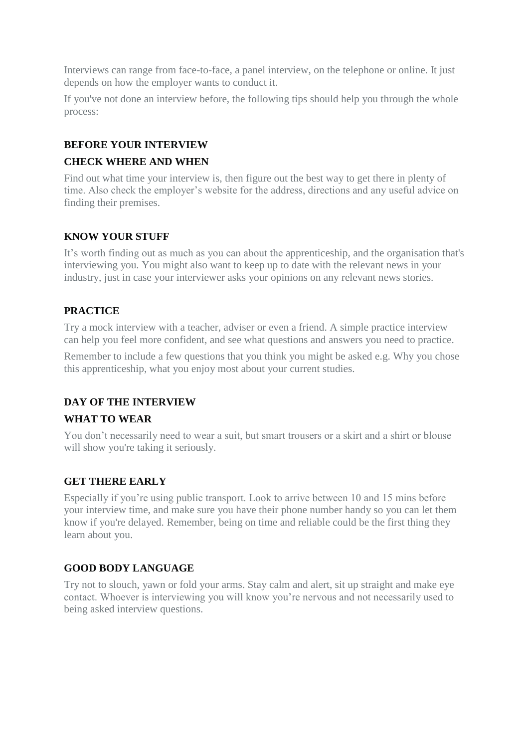Interviews can range from face-to-face, a panel interview, on the telephone or online. It just depends on how the employer wants to conduct it.

If you've not done an interview before, the following tips should help you through the whole process:

## BEFORE YOUR INTERVIEW

### CHECK WHERE AND WHEN

Find out what time your interview is, then figure out the best way to get there in plenty of time. Also check the employer's website for the address, directions and any useful advice on finding their premises.

### KNOW YOUR STUFF

It's worth finding out as much as you can about the apprenticeship, and the organisation that's interviewing you. You might also want to keep up to date with the relevant news in your industry, just in case your interviewer asks your opinions on any relevant news stories.

### PRACTICE

Try a mock interview with a teacher, adviser or even a friend. A simple practice interview can help you feel more confident, and see what questions and answers you need to practice.

Remember to include a few questions that you think you might be asked e.g. Why you chose this apprenticeship, what you enjoy most about your current studies.

## DAY OF THE INTERVIEW

### WHAT TO WEAR

You don't necessarily need to wear a suit, but smart trousers or a skirt and a shirt or blouse will show you're taking it seriously.

### GET THERE EARLY

Especially if you're using public transport. Look to arrive between 10 and 15 mins before your interview time, and make sure you have their phone number handy so you can let them know if you're delayed. Remember, being on time and reliable could be the first thing they learn about you.

### GOOD BODY LANGUAGE

Try not to slouch, yawn or fold your arms. Stay calm and alert, sit up straight and make eye contact. Whoever is interviewing you will know you're nervous and not necessarily used to being asked interview questions.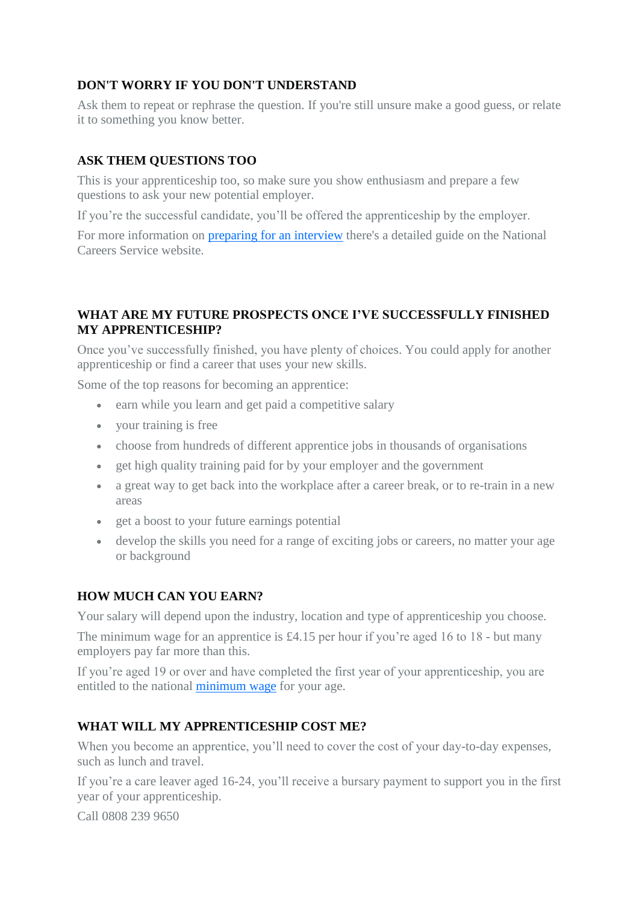## DON'T WORRY IF YOU DON'T UNDERSTAND

Ask them to repeat or rephrase the question. If you're still unsure make a good guess, or relate it to something you know better.

## ASK THEM QUESTIONS TOO

This is your apprenticeship too, so make sure you show enthusiasm and prepare a few questions to ask your new potential employer.

If you're the successful candidate, you'll be offered the apprenticeship by the employer.

For more information on [preparing for an interview]() there's a detailed guide on the National Careers Service website.

## WHAT ARE MY FUTURE PROSPECTS ONCE I'VE SUCCESSFULLY FINISHED MY APPRENTICESHIP?

Once you've successfully finished, you have plenty of choices. You could apply for another apprenticeship or find a career that uses your new skills.

Some of the top reasons for becoming an apprentice:

- earn while you learn and get paid a competitive salary
- your training is free
- choose from hundreds of different apprentice jobs in thousands of organisations
- get high quality training paid for by your employer and the government
- a great way to get back into the workplace after a career break, or to re-train in a new areas
- get a boost to your future earnings potential
- develop the skills you need for a range of exciting jobs or careers, no matter your age or background

## HOW MUCH CAN YOU EARN?

Your salary will depend upon the industry, location and type of apprenticeship you choose.

The minimum wage for an apprentice is £4.15 per hour if you're aged 16 to 18 - but many employers pay far more than this.

If you're aged 19 or over and have completed the first year of your apprenticeship, you are entitled to the national [minimum wage]() for your age.

## WHAT WILL MY APPRENTICESHIP COST ME?

When you become an apprentice, you'll need to cover the cost of your day-to-day expenses, such as lunch and travel.

If you're a care leaver aged 16-24, you'll receive a bursary payment to support you in the first year of your apprenticeship.

Call 0808 239 9650